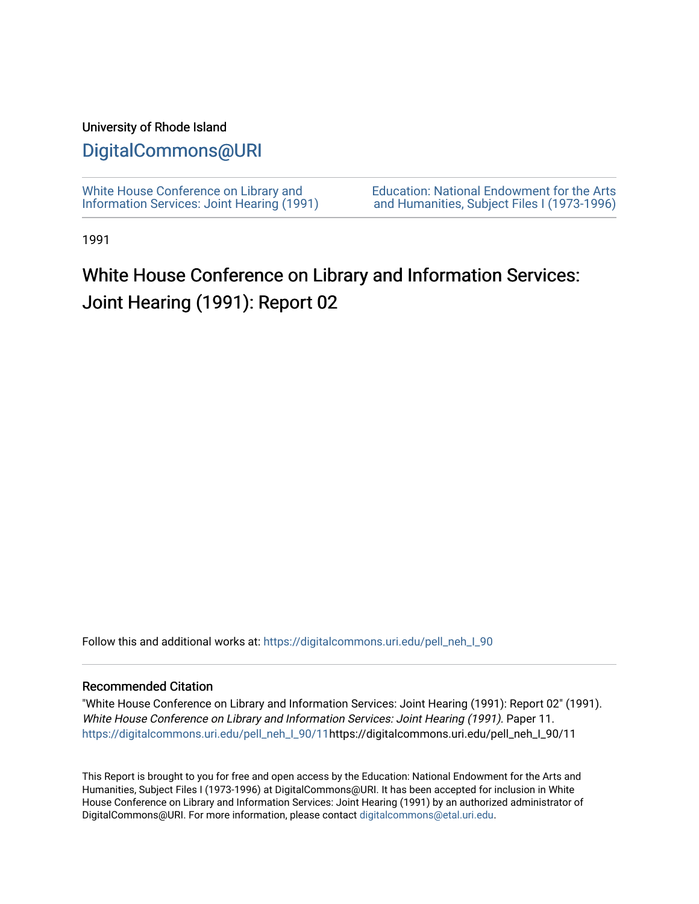University of Rhode Island

# DigitalCommons@URI

White House Conference on Library and Information Services: Joint Hearing (1991)

Education: National Endowment for the Arts and Humanities, Subject Files I (1973-1996)

1991

## White House Conference on Library and Information Services: Joint Hearing (1991): Report 02

Follow this and additional works at: https://digitalcommons.uri.edu/pell_neh_I_90

### Recommended Citation

"White House Conference on Library and Information Services: Joint Hearing (1991): Report 02" (1991). *White House Conference on Library and Information Services: Joint Hearing (1991).* Paper 11. https://digitalcommons.uri.edu/pell_neh_I_90/11https://digitalcommons.uri.edu/pell_neh_I_90/11

This Report is brought to you for free and open access by the Education: National Endowment for the Arts and Humanities, Subject Files I (1973-1996) at DigitalCommons@URI. It has been accepted for inclusion in White House Conference on Library and Information Services: Joint Hearing (1991) by an authorized administrator of DigitalCommons@URI. For more information, please contact digitalcommons@etal.uri.edu.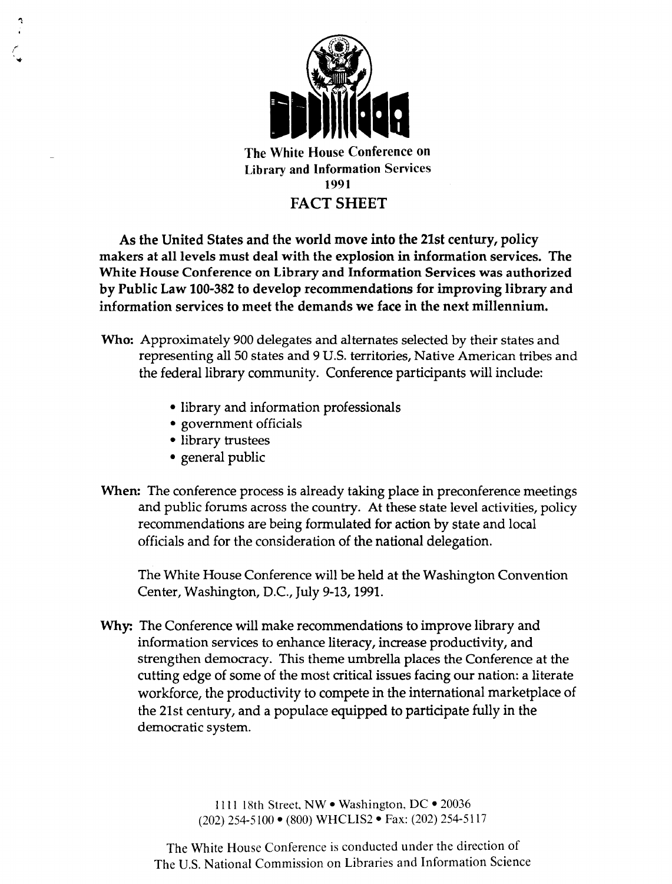The White House Conference on Library and Information Services
1991

# FACT SHEET

**As the United States and the world move into the 21st century, policy makers at all levels must deal with the explosion in information services. The White House Conference on Library and Information Services was authorized by Public Law 100-382 to develop recommendations for improving library and information services to meet the demands we face in the next millennium.**

**Who:** Approximately 900 delegates and alternates selected by their states and representing all 50 states and 9 U.S. territories, Native American tribes and the federal library community. Conference participants will include:

- library and information professionals
- government officials
- library trustees
- general public

**When:** The conference process is already taking place in preconference meetings and public forums across the country. At these state level activities, policy recommendations are being formulated for action by state and local officials and for the consideration of the national delegation.

The White House Conference will be held at the Washington Convention Center, Washington, D.C., July 9-13, 1991.

**Why:** The Conference will make recommendations to improve library and information services to enhance literacy, increase productivity, and strengthen democracy. This theme umbrella places the Conference at the cutting edge of some of the most critical issues facing our nation: a literate workforce, the productivity to compete in the international marketplace of the 21st century, and a populace equipped to participate fully in the democratic system.

1111 18th Street, NW • Washington, DC • 20036
(202) 254-5100 • (800) WHCLIS2 • Fax: (202) 254-5117

The White House Conference is conducted under the direction of
The U.S. National Commission on Libraries and Information Science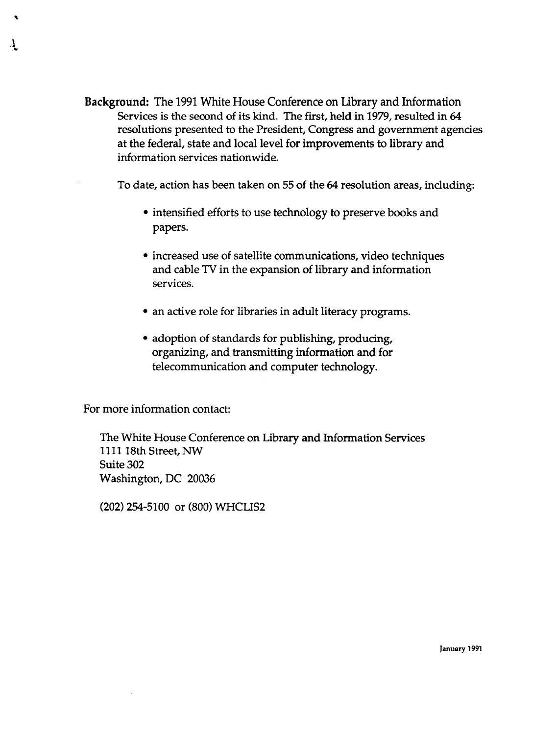**Background:** The 1991 White House Conference on Library and Information Services is the second of its kind. The first, held in 1979, resulted in 64 resolutions presented to the President, Congress and government agencies at the federal, state and local level for improvements to library and information services nationwide.

To date, action has been taken on 55 of the 64 resolution areas, including:

- intensified efforts to use technology to preserve books and papers.
- increased use of satellite communications, video techniques and cable TV in the expansion of library and information services.
- an active role for libraries in adult literacy programs.
- adoption of standards for publishing, producing, organizing, and transmitting information and for telecommunication and computer technology.

For more information contact:

The White House Conference on Library and Information Services
1111 18th Street, NW
Suite 302
Washington, DC 20036

(202) 254-5100 or (800) WHCLIS2

January 1991